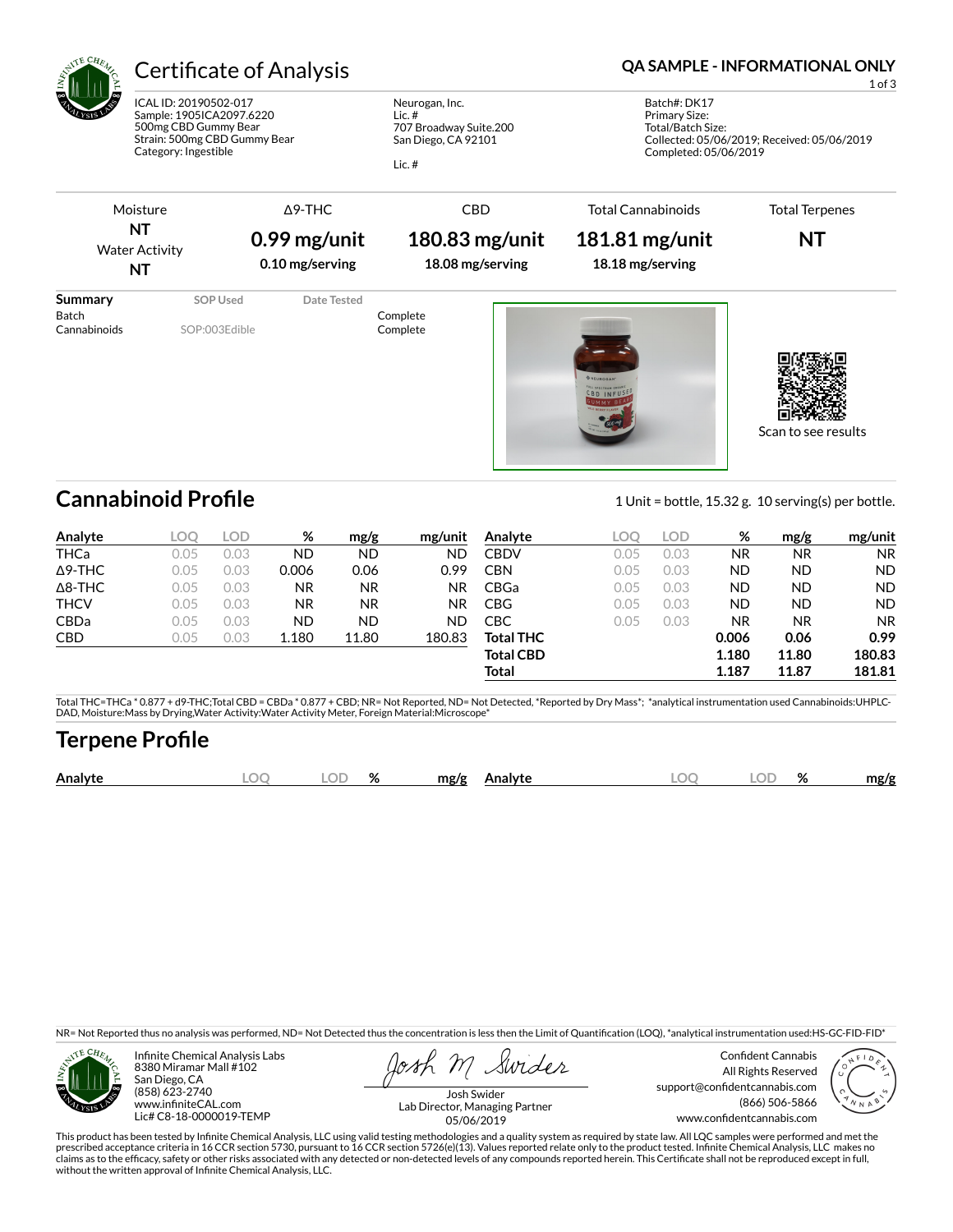# Certificate of Analysis

**QA SAMPLE - INFORMATIONAL ONLY**

ICAL ID: 20190502-017
Sample: 1905ICA2097.6220
500mg CBD Gummy Bear
Strain: 500mg CBD Gummy Bear
Category: Ingestible

Neurogan, Inc.
Lic. #
707 Broadway Suite.200
San Diego, CA 92101

Lic. #

Batch#: DK17
Primary Size:
Total/Batch Size:
Collected: 05/06/2019; Received: 05/06/2019
Completed: 05/06/2019

| Moisture | Δ9-THC | CBD | Total Cannabinoids | Total Terpenes |
|---|---|---|---|---|
| **NT** | **0.99 mg/unit** | **180.83 mg/unit** | **181.81 mg/unit** | **NT** |
| Water Activity **NT** | **0.10 mg/serving** | **18.08 mg/serving** | **18.18 mg/serving** | |

| Summary | SOP Used | Date Tested | |
|---|---|---|---|
| Batch | | | Complete |
| Cannabinoids | SOP:003Edible | | Complete |

Scan to see results

## Cannabinoid Profile

1 Unit = bottle, 15.32 g. 10 serving(s) per bottle.

| Analyte | LOQ | LOD | % | mg/g | mg/unit |
|---|---|---|---|---|---|
| THCa | 0.05 | 0.03 | ND | ND | ND |
| Δ9-THC | 0.05 | 0.03 | 0.006 | 0.06 | 0.99 |
| Δ8-THC | 0.05 | 0.03 | NR | NR | NR |
| THCV | 0.05 | 0.03 | NR | NR | NR |
| CBDa | 0.05 | 0.03 | ND | ND | ND |
| CBD | 0.05 | 0.03 | 1.180 | 11.80 | 180.83 |
| CBDV | 0.05 | 0.03 | NR | NR | NR |
| CBN | 0.05 | 0.03 | ND | ND | ND |
| CBGa | 0.05 | 0.03 | ND | ND | ND |
| CBG | 0.05 | 0.03 | ND | ND | ND |
| CBC | 0.05 | 0.03 | NR | NR | NR |
| **Total THC** | | | **0.006** | **0.06** | **0.99** |
| **Total CBD** | | | **1.180** | **11.80** | **180.83** |
| **Total** | | | **1.187** | **11.87** | **181.81** |

Total THC=THCa * 0.877 + d9-THC;Total CBD = CBDa * 0.877 + CBD; NR= Not Reported, ND= Not Detected, *Reported by Dry Mass*; *analytical instrumentation used Cannabinoids:UHPLC-DAD, Moisture:Mass by Drying,Water Activity:Water Activity Meter, Foreign Material:Microscope*

## Terpene Profile

| Analyte | LOQ | LOD | % | mg/g | Analyte | LOQ | LOD | % | mg/g |
|---|---|---|---|---|---|---|---|---|---|

NR= Not Reported thus no analysis was performed, ND= Not Detected thus the concentration is less then the Limit of Quantification (LOQ), *analytical instrumentation used:HS-GC-FID-FID*

Infinite Chemical Analysis Labs
8380 Miramar Mall #102
San Diego, CA
(858) 623-2740
www.infiniteCAL.com
Lic# C8-18-0000019-TEMP

Josh Swider
Lab Director, Managing Partner
05/06/2019

Confident Cannabis
All Rights Reserved
support@confidentcannabis.com
(866) 506-5866
www.confidentcannabis.com

This product has been tested by Infinite Chemical Analysis, LLC using valid testing methodologies and a quality system as required by state law. All LQC samples were performed and met the prescribed acceptance criteria in 16 CCR section 5730, pursuant to 16 CCR section 5726(e)(13). Values reported relate only to the product tested. Infinite Chemical Analysis, LLC makes no claims as to the efficacy, safety or other risks associated with any detected or non-detected levels of any compounds reported herein. This Certificate shall not be reproduced except in full, without the written approval of Infinite Chemical Analysis, LLC.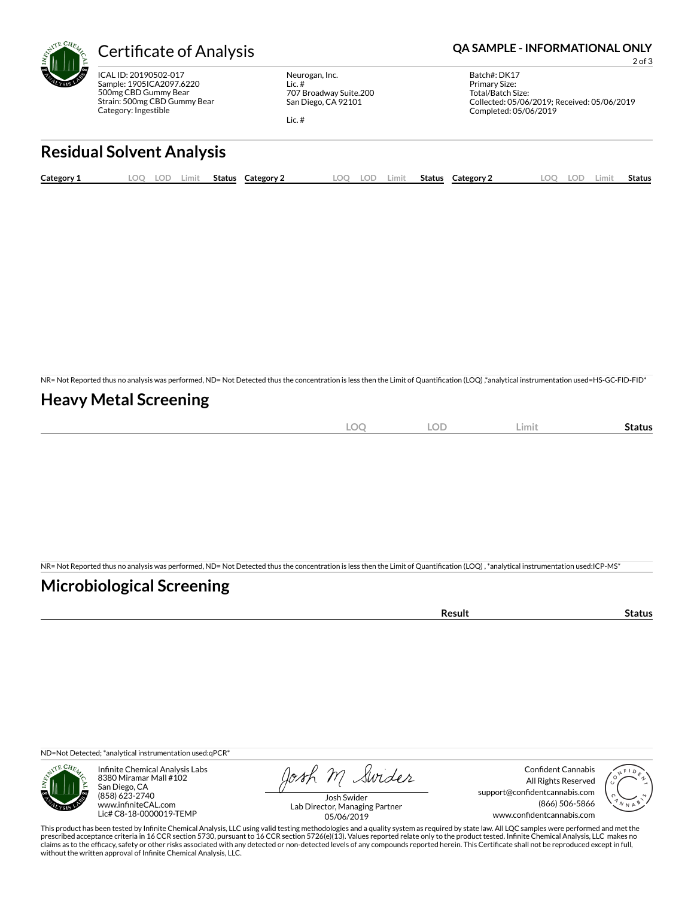# Certificate of Analysis

**QA SAMPLE - INFORMATIONAL ONLY**

ICAL ID: 20190502-017
Sample: 1905ICA2097.6220
500mg CBD Gummy Bear
Strain: 500mg CBD Gummy Bear
Category: Ingestible

Neurogan, Inc.
Lic. #
707 Broadway Suite.200
San Diego, CA 92101

Lic. #

Batch#: DK17
Primary Size:
Total/Batch Size:
Collected: 05/06/2019; Received: 05/06/2019
Completed: 05/06/2019

## Residual Solvent Analysis

| Category 1 | LOQ | LOD | Limit | Status | Category 2 | LOQ | LOD | Limit | Status | Category 2 | LOQ | LOD | Limit | Status |
|---|---|---|---|---|---|---|---|---|---|---|---|---|---|---|

NR= Not Reported thus no analysis was performed, ND= Not Detected thus the concentration is less then the Limit of Quantification (LOQ) ,*analytical instrumentation used=HS-GC-FID-FID*

## Heavy Metal Screening

| | LOQ | LOD | Limit | Status |
|---|---|---|---|---|

NR= Not Reported thus no analysis was performed, ND= Not Detected thus the concentration is less then the Limit of Quantification (LOQ) , *analytical instrumentation used:ICP-MS*

## Microbiological Screening

| | Result | Status |
|---|---|---|

ND=Not Detected; *analytical instrumentation used:qPCR*

Infinite Chemical Analysis Labs
8380 Miramar Mall #102
San Diego, CA
(858) 623-2740
www.infiniteCAL.com
Lic# C8-18-0000019-TEMP

Josh M Swider
Josh Swider
Lab Director, Managing Partner
05/06/2019

Confident Cannabis
All Rights Reserved
support@confidentcannabis.com
(866) 506-5866
www.confidentcannabis.com

This product has been tested by Infinite Chemical Analysis, LLC using valid testing methodologies and a quality system as required by state law. All LQC samples were performed and met the prescribed acceptance criteria in 16 CCR section 5730, pursuant to 16 CCR section 5726(e)(13). Values reported relate only to the product tested. Infinite Chemical Analysis, LLC makes no claims as to the efficacy, safety or other risks associated with any detected or non-detected levels of any compounds reported herein. This Certificate shall not be reproduced except in full, without the written approval of Infinite Chemical Analysis, LLC.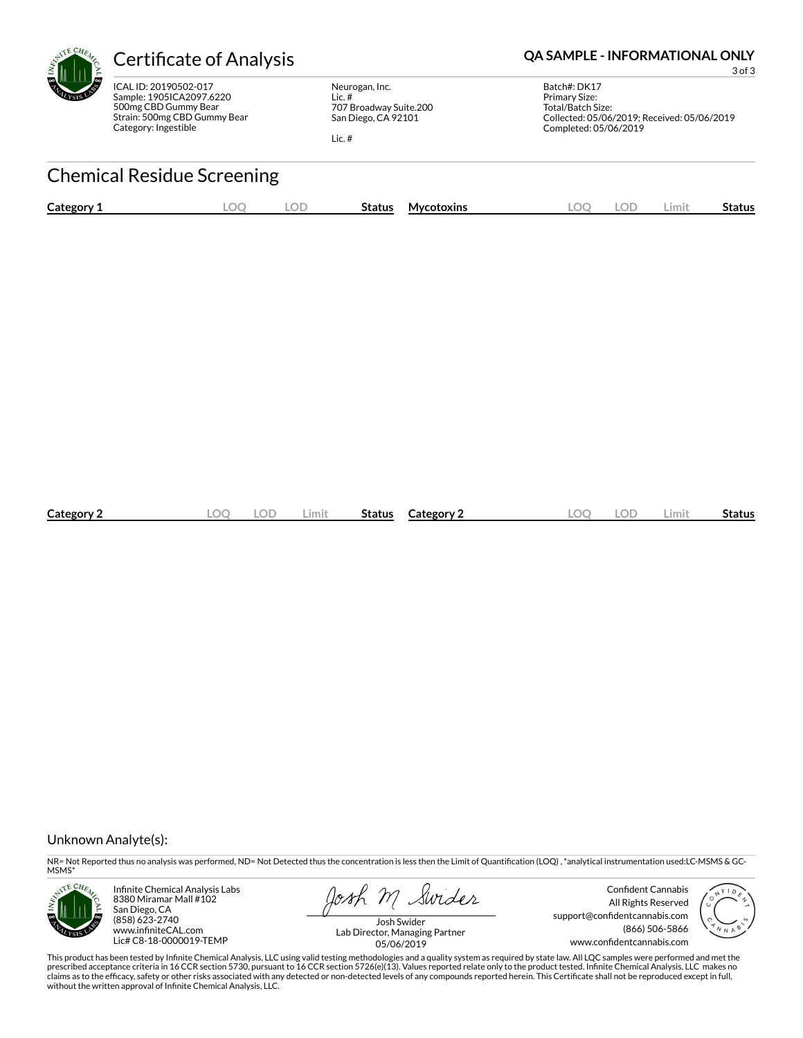# Certificate of Analysis

**QA SAMPLE - INFORMATIONAL ONLY**

ICAL ID: 20190502-017
Sample: 1905ICA2097.6220
500mg CBD Gummy Bear
Strain: 500mg CBD Gummy Bear
Category: Ingestible

Neurogan, Inc.
Lic. #
707 Broadway Suite.200
San Diego, CA 92101

Lic. #

Batch#: DK17
Primary Size:
Total/Batch Size:
Collected: 05/06/2019; Received: 05/06/2019
Completed: 05/06/2019

## Chemical Residue Screening

| Category 1 | LOQ | LOD | Status |
|---|---|---|---|

| Mycotoxins | LOQ | LOD | Limit | Status |
|---|---|---|---|---|

| Category 2 | LOQ | LOD | Limit | Status |
|---|---|---|---|---|

| Category 2 | LOQ | LOD | Limit | Status |
|---|---|---|---|---|

Unknown Analyte(s):

NR= Not Reported thus no analysis was performed, ND= Not Detected thus the concentration is less then the Limit of Quantification (LOQ) , *analytical instrumentation used:LC-MSMS & GC-MSMS*

Infinite Chemical Analysis Labs
8380 Miramar Mall #102
San Diego, CA
(858) 623-2740
www.infiniteCAL.com
Lic# C8-18-0000019-TEMP

Josh M Swider
Josh Swider
Lab Director, Managing Partner
05/06/2019

Confident Cannabis
All Rights Reserved
support@confidentcannabis.com
(866) 506-5866
www.confidentcannabis.com

This product has been tested by Infinite Chemical Analysis, LLC using valid testing methodologies and a quality system as required by state law. All LQC samples were performed and met the prescribed acceptance criteria in 16 CCR section 5730, pursuant to 16 CCR section 5726(e)(13). Values reported relate only to the product tested. Infinite Chemical Analysis, LLC makes no claims as to the efficacy, safety or other risks associated with any detected or non-detected levels of any compounds reported herein. This Certificate shall not be reproduced except in full, without the written approval of Infinite Chemical Analysis, LLC.